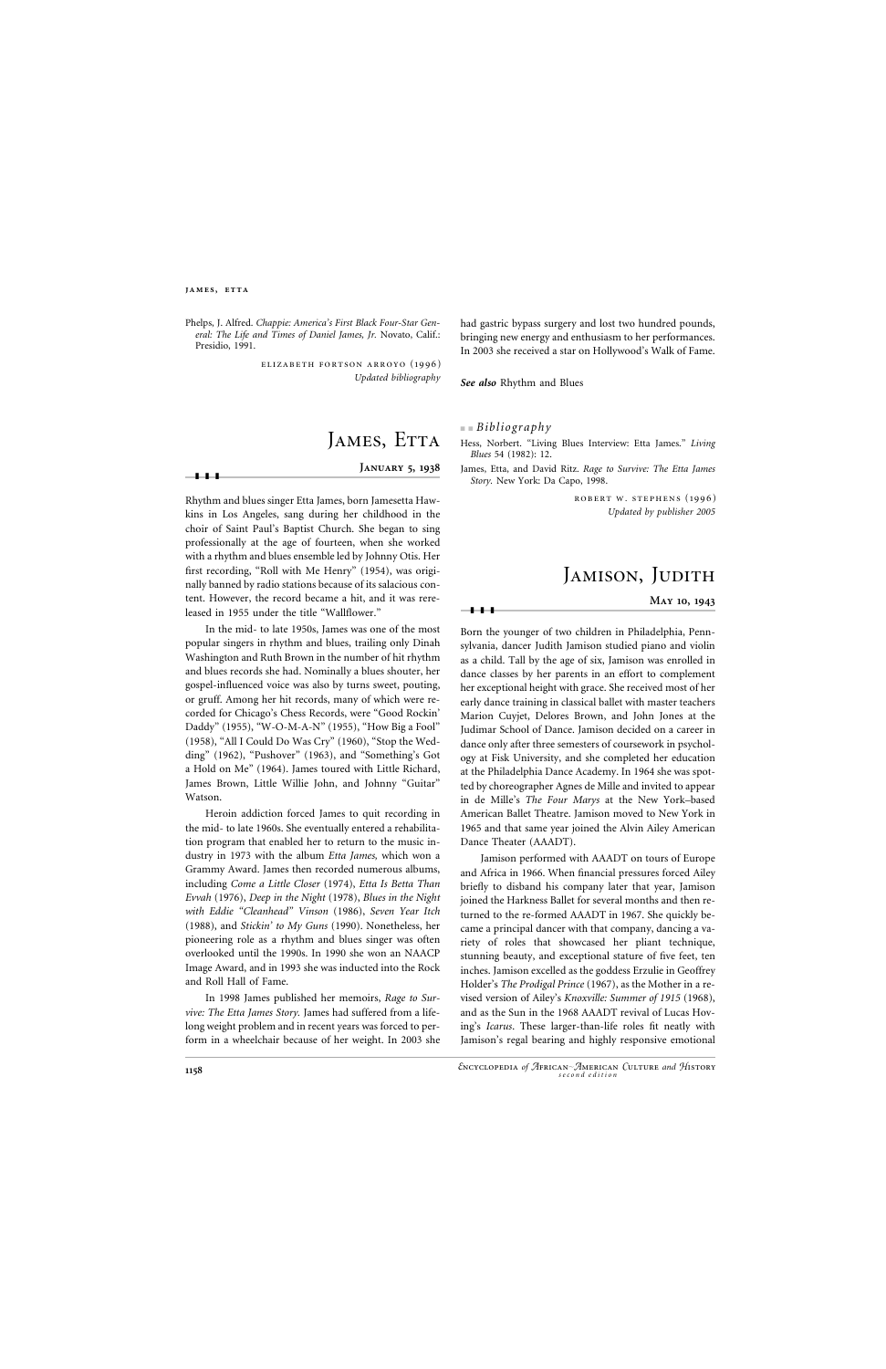Phelps, J. Alfred. *Chappie: America's First Black Four-Star General: The Life and Times of Daniel James, Jr.* Novato, Calif.: Presidio, 1991.

ELIZABETH FORTSON ARROYO (1996)
*Updated bibliography*

## James, Etta

**January 5, 1938**

Rhythm and blues singer Etta James, born Jamesetta Hawkins in Los Angeles, sang during her childhood in the choir of Saint Paul's Baptist Church. She began to sing professionally at the age of fourteen, when she worked with a rhythm and blues ensemble led by Johnny Otis. Her first recording, "Roll with Me Henry" (1954), was originally banned by radio stations because of its salacious content. However, the record became a hit, and it was rereleased in 1955 under the title "Wallflower."

In the mid- to late 1950s, James was one of the most popular singers in rhythm and blues, trailing only Dinah Washington and Ruth Brown in the number of hit rhythm and blues records she had. Nominally a blues shouter, her gospel-influenced voice was also by turns sweet, pouting, or gruff. Among her hit records, many of which were recorded for Chicago's Chess Records, were "Good Rockin' Daddy" (1955), "W-O-M-A-N" (1955), "How Big a Fool" (1958), "All I Could Do Was Cry" (1960), "Stop the Wedding" (1962), "Pushover" (1963), and "Something's Got a Hold on Me" (1964). James toured with Little Richard, James Brown, Little Willie John, and Johnny "Guitar" Watson.

Heroin addiction forced James to quit recording in the mid- to late 1960s. She eventually entered a rehabilitation program that enabled her to return to the music industry in 1973 with the album *Etta James,* which won a Grammy Award. James then recorded numerous albums, including *Come a Little Closer* (1974), *Etta Is Betta Than Evvah* (1976), *Deep in the Night* (1978), *Blues in the Night with Eddie "Cleanhead" Vinson* (1986), *Seven Year Itch* (1988), and *Stickin' to My Guns* (1990). Nonetheless, her pioneering role as a rhythm and blues singer was often overlooked until the 1990s. In 1990 she won an NAACP Image Award, and in 1993 she was inducted into the Rock and Roll Hall of Fame.

In 1998 James published her memoirs, *Rage to Survive: The Etta James Story.* James had suffered from a lifelong weight problem and in recent years was forced to perform in a wheelchair because of her weight. In 2003 she had gastric bypass surgery and lost two hundred pounds, bringing new energy and enthusiasm to her performances. In 2003 she received a star on Hollywood's Walk of Fame.

***See also*** Rhythm and Blues

### *Bibliography*

Hess, Norbert. "Living Blues Interview: Etta James." *Living Blues* 54 (1982): 12.

James, Etta, and David Ritz. *Rage to Survive: The Etta James Story.* New York: Da Capo, 1998.

ROBERT W. STEPHENS (1996)
*Updated by publisher 2005*

## Jamison, Judith

**May 10, 1943**

Born the younger of two children in Philadelphia, Pennsylvania, dancer Judith Jamison studied piano and violin as a child. Tall by the age of six, Jamison was enrolled in dance classes by her parents in an effort to complement her exceptional height with grace. She received most of her early dance training in classical ballet with master teachers Marion Cuyjet, Delores Brown, and John Jones at the Judimar School of Dance. Jamison decided on a career in dance only after three semesters of coursework in psychology at Fisk University, and she completed her education at the Philadelphia Dance Academy. In 1964 she was spotted by choreographer Agnes de Mille and invited to appear in de Mille's *The Four Marys* at the New York–based American Ballet Theatre. Jamison moved to New York in 1965 and that same year joined the Alvin Ailey American Dance Theater (AAADT).

Jamison performed with AAADT on tours of Europe and Africa in 1966. When financial pressures forced Ailey briefly to disband his company later that year, Jamison joined the Harkness Ballet for several months and then returned to the re-formed AAADT in 1967. She quickly became a principal dancer with that company, dancing a variety of roles that showcased her pliant technique, stunning beauty, and exceptional stature of five feet, ten inches. Jamison excelled as the goddess Erzulie in Geoffrey Holder's *The Prodigal Prince* (1967), as the Mother in a revised version of Ailey's *Knoxville: Summer of 1915* (1968), and as the Sun in the 1968 AAADT revival of Lucas Hoving's *Icarus*. These larger-than-life roles fit neatly with Jamison's regal bearing and highly responsive emotional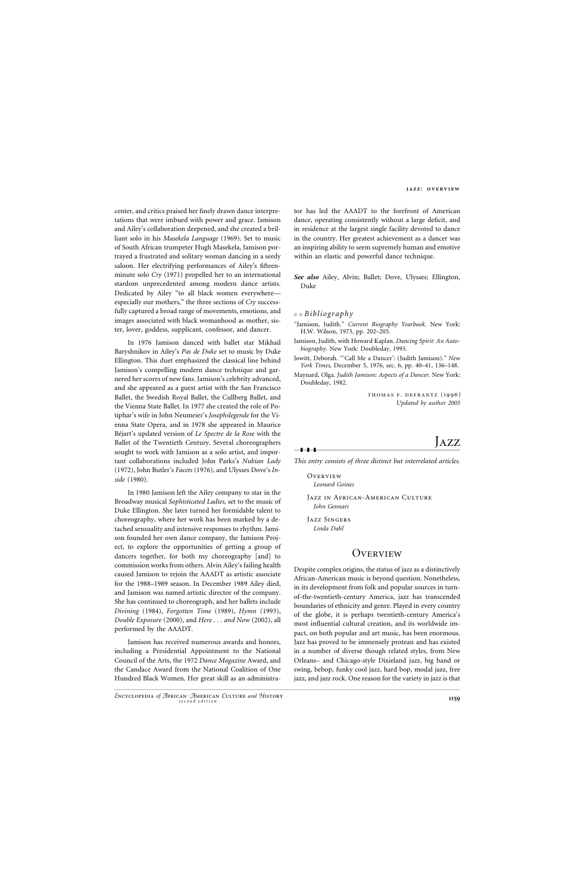center, and critics praised her finely drawn dance interpretations that were imbued with power and grace. Jamison and Ailey's collaboration deepened, and she created a brilliant solo in his *Masekela Language* (1969). Set to music of South African trumpeter Hugh Masekela, Jamison portrayed a frustrated and solitary woman dancing in a seedy saloon. Her electrifying performances of Ailey's fifteen-minute solo *Cry* (1971) propelled her to an international stardom unprecedented among modern dance artists. Dedicated by Ailey "to all black women everywhere—especially our mothers," the three sections of *Cry* successfully captured a broad range of movements, emotions, and images associated with black womanhood as mother, sister, lover, goddess, supplicant, confessor, and dancer.

In 1976 Jamison danced with ballet star Mikhail Baryshnikov in Ailey's *Pas de Duke* set to music by Duke Ellington. This duet emphasized the classical line behind Jamison's compelling modern dance technique and garnered her scores of new fans. Jamison's celebrity advanced, and she appeared as a guest artist with the San Francisco Ballet, the Swedish Royal Ballet, the Cullberg Ballet, and the Vienna State Ballet. In 1977 she created the role of Potiphar's wife in John Neumeier's *Josephslegende* for the Vienna State Opera, and in 1978 she appeared in Maurice Béjart's updated version of *Le Spectre de la Rose* with the Ballet of the Twentieth Century. Several choreographers sought to work with Jamison as a solo artist, and important collaborations included John Parks's *Nubian Lady* (1972), John Butler's *Facets* (1976), and Ulysses Dove's *Inside* (1980).

In 1980 Jamison left the Ailey company to star in the Broadway musical *Sophisticated Ladies*, set to the music of Duke Ellington. She later turned her formidable talent to choreography, where her work has been marked by a detached sensuality and intensive responses to rhythm. Jamison founded her own dance company, the Jamison Project, to explore the opportunities of getting a group of dancers together, for both my choreography [and] to commission works from others. Alvin Ailey's failing health caused Jamison to rejoin the AAADT as artistic associate for the 1988–1989 season. In December 1989 Ailey died, and Jamison was named artistic director of the company. She has continued to choreograph, and her ballets include *Divining* (1984), *Forgotten Time* (1989), *Hymn* (1993), *Double Exposure* (2000), and *Here . . . and Now* (2002), all performed by the AAADT.

Jamison has received numerous awards and honors, including a Presidential Appointment to the National Council of the Arts, the 1972 *Dance Magazine* Award, and the Candace Award from the National Coalition of One Hundred Black Women. Her great skill as an administrator has led the AAADT to the forefront of American dance, operating consistently without a large deficit, and in residence at the largest single facility devoted to dance in the country. Her greatest achievement as a dancer was an inspiring ability to seem supremely human and emotive within an elastic and powerful dance technique.

***See also*** Ailey, Alvin; Ballet; Dove, Ulysses; Ellington, Duke

### *Bibliography*

"Jamison, Judith." *Current Biography Yearbook*. New York: H.W. Wilson, 1973, pp. 202–205.

Jamison, Judith, with Howard Kaplan. *Dancing Spirit: An Autobiography*. New York: Doubleday, 1993.

Jowitt, Deborah. "'Call Me a Dancer': (Judith Jamison)." *New York Times*, December 5, 1976, sec. 6, pp. 40–41, 136–148.

Maynard, Olga. *Judith Jamison: Aspects of a Dancer*. New York: Doubleday, 1982.

THOMAS F. DEFRANTZ (1996)
*Updated by author 2005*

# Jazz

*This entry consists of three distinct but interrelated articles.*

OVERVIEW
*Leonard Goines*

JAZZ IN AFRICAN-AMERICAN CULTURE
*John Gennari*

JAZZ SINGERS
*Linda Dahl*

## Overview

Despite complex origins, the status of jazz as a distinctively African-American music is beyond question. Nonetheless, in its development from folk and popular sources in turn-of-the-twentieth-century America, jazz has transcended boundaries of ethnicity and genre. Played in every country of the globe, it is perhaps twentieth-century America's most influential cultural creation, and its worldwide impact, on both popular and art music, has been enormous. Jazz has proved to be immensely protean and has existed in a number of diverse though related styles, from New Orleans– and Chicago-style Dixieland jazz, big band or swing, bebop, funky cool jazz, hard bop, modal jazz, free jazz, and jazz rock. One reason for the variety in jazz is that